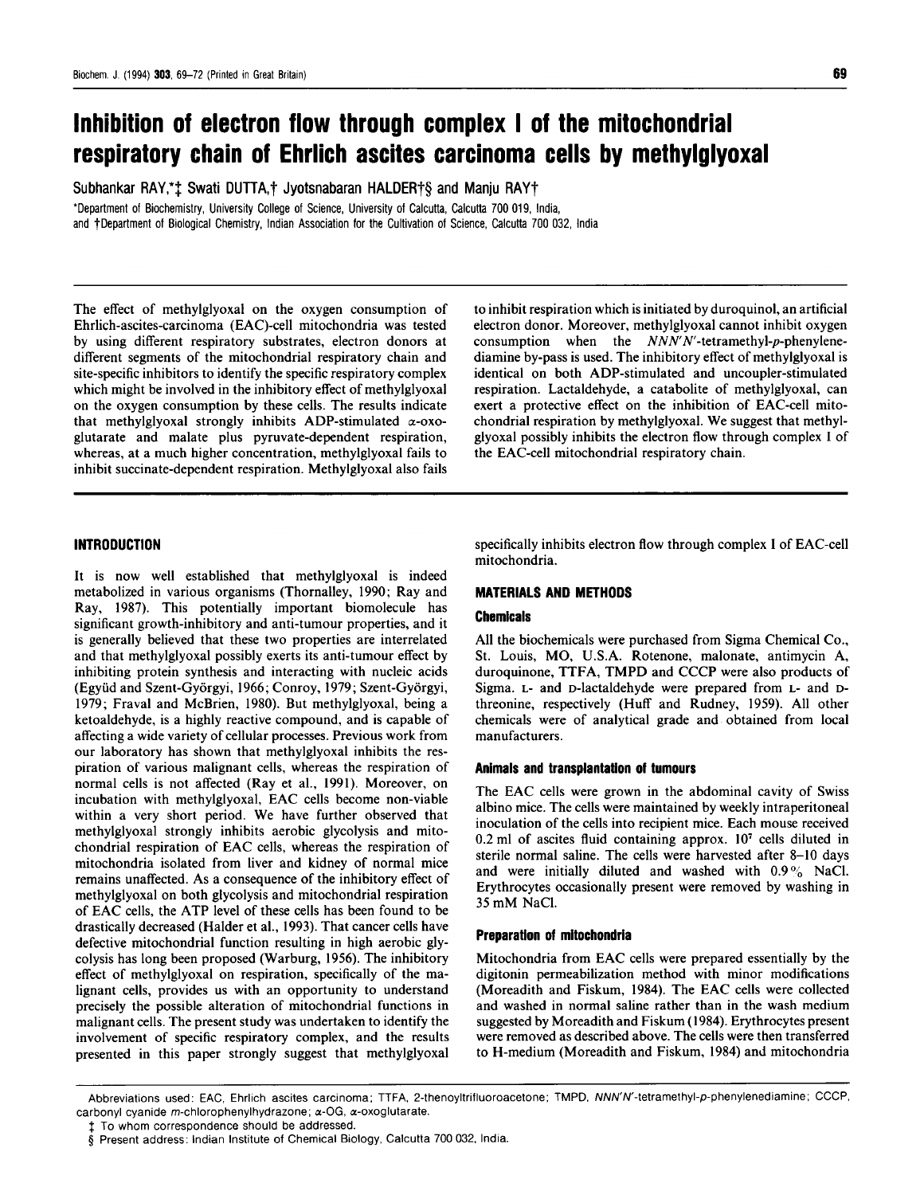# Inhibition of electron flow through complex I of the mitochondrial respiratory chain of Ehrlich ascites carcinoma cells by methylglyoxal

Subhankar RAY,*‡ Swati DUTTA,† Jyotsnabaran HALDER†§ and Manju RAY†

*Department of Biochemistry, University College of Science, University of Calcutta, Calcutta 700 019, India,
and †Department of Biological Chemistry, Indian Association for the Cultivation of Science, Calcutta 700 032, India

The effect of methylglyoxal on the oxygen consumption of Ehrlich-ascites-carcinoma (EAC)-cell mitochondria was tested by using different respiratory substrates, electron donors at different segments of the mitochondrial respiratory chain and site-specific inhibitors to identify the specific respiratory complex which might be involved in the inhibitory effect of methylglyoxal on the oxygen consumption by these cells. The results indicate that methylglyoxal strongly inhibits ADP-stimulated α-oxoglutarate and malate plus pyruvate-dependent respiration, whereas, at a much higher concentration, methylglyoxal fails to inhibit succinate-dependent respiration. Methylglyoxal also fails to inhibit respiration which is initiated by duroquinol, an artificial electron donor. Moreover, methylglyoxal cannot inhibit oxygen consumption when the *NNN'N'*-tetramethyl-*p*-phenylenediamine by-pass is used. The inhibitory effect of methylglyoxal is identical on both ADP-stimulated and uncoupler-stimulated respiration. Lactaldehyde, a catabolite of methylglyoxal, can exert a protective effect on the inhibition of EAC-cell mitochondrial respiration by methylglyoxal. We suggest that methylglyoxal possibly inhibits the electron flow through complex I of the EAC-cell mitochondrial respiratory chain.

## INTRODUCTION

It is now well established that methylglyoxal is indeed metabolized in various organisms (Thornalley, 1990; Ray and Ray, 1987). This potentially important biomolecule has significant growth-inhibitory and anti-tumour properties, and it is generally believed that these two properties are interrelated and that methylglyoxal possibly exerts its anti-tumour effect by inhibiting protein synthesis and interacting with nucleic acids (Együd and Szent-Györgyi, 1966; Conroy, 1979; Szent-Györgyi, 1979; Fraval and McBrien, 1980). But methylglyoxal, being a ketoaldehyde, is a highly reactive compound, and is capable of affecting a wide variety of cellular processes. Previous work from our laboratory has shown that methylglyoxal inhibits the respiration of various malignant cells, whereas the respiration of normal cells is not affected (Ray et al., 1991). Moreover, on incubation with methylglyoxal, EAC cells become non-viable within a very short period. We have further observed that methylglyoxal strongly inhibits aerobic glycolysis and mitochondrial respiration of EAC cells, whereas the respiration of mitochondria isolated from liver and kidney of normal mice remains unaffected. As a consequence of the inhibitory effect of methylglyoxal on both glycolysis and mitochondrial respiration of EAC cells, the ATP level of these cells has been found to be drastically decreased (Halder et al., 1993). That cancer cells have defective mitochondrial function resulting in high aerobic glycolysis has long been proposed (Warburg, 1956). The inhibitory effect of methylglyoxal on respiration, specifically of the malignant cells, provides us with an opportunity to understand precisely the possible alteration of mitochondrial functions in malignant cells. The present study was undertaken to identify the involvement of specific respiratory complex, and the results presented in this paper strongly suggest that methylglyoxal specifically inhibits electron flow through complex I of EAC-cell mitochondria.

## MATERIALS AND METHODS

### Chemicals

All the biochemicals were purchased from Sigma Chemical Co., St. Louis, MO, U.S.A. Rotenone, malonate, antimycin A, duroquinone, TTFA, TMPD and CCCP were also products of Sigma. L- and D-lactaldehyde were prepared from L- and D-threonine, respectively (Huff and Rudney, 1959). All other chemicals were of analytical grade and obtained from local manufacturers.

### Animals and transplantation of tumours

The EAC cells were grown in the abdominal cavity of Swiss albino mice. The cells were maintained by weekly intraperitoneal inoculation of the cells into recipient mice. Each mouse received 0.2 ml of ascites fluid containing approx. $10^7$ cells diluted in sterile normal saline. The cells were harvested after 8–10 days and were initially diluted and washed with 0.9% NaCl. Erythrocytes occasionally present were removed by washing in 35 mM NaCl.

### Preparation of mitochondria

Mitochondria from EAC cells were prepared essentially by the digitonin permeabilization method with minor modifications (Moreadith and Fiskum, 1984). The EAC cells were collected and washed in normal saline rather than in the wash medium suggested by Moreadith and Fiskum (1984). Erythrocytes present were removed as described above. The cells were then transferred to H-medium (Moreadith and Fiskum, 1984) and mitochondria

---

Abbreviations used: EAC, Ehrlich ascites carcinoma; TTFA, 2-thenoyltrifluoroacetone; TMPD, *NNN'N'*-tetramethyl-*p*-phenylenediamine; CCCP, carbonyl cyanide *m*-chlorophenylhydrazone; α-OG, α-oxoglutarate.

‡ To whom correspondence should be addressed.

§ Present address: Indian Institute of Chemical Biology, Calcutta 700 032, India.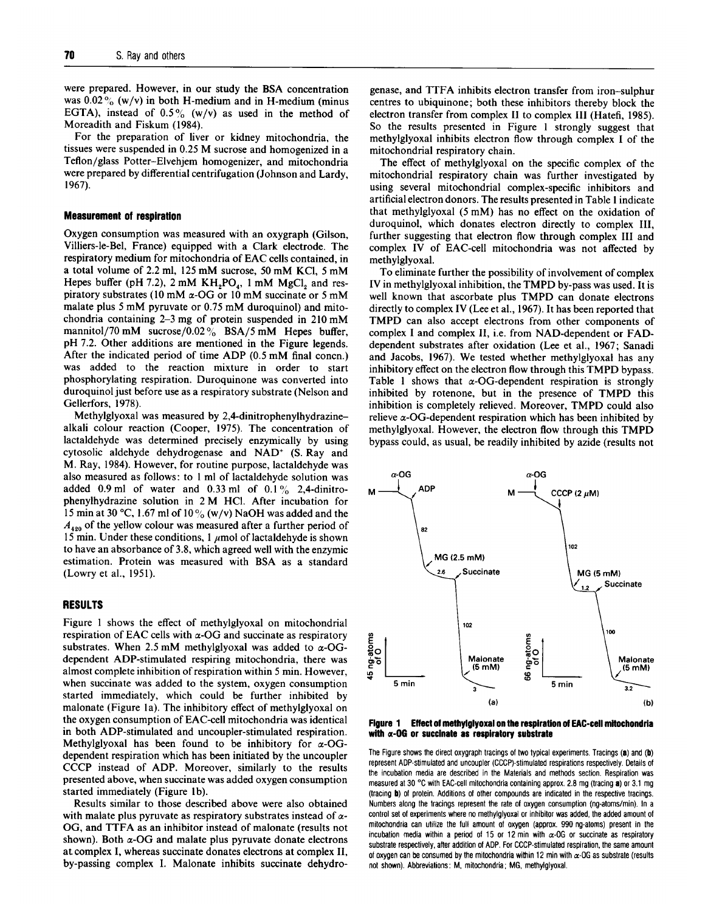were prepared. However, in our study the BSA concentration was 0.02 % (w/v) in both H-medium and in H-medium (minus EGTA), instead of 0.5 % (w/v) as used in the method of Moreadith and Fiskum (1984).

For the preparation of liver or kidney mitochondria, the tissues were suspended in 0.25 M sucrose and homogenized in a Teflon/glass Potter–Elvehjem homogenizer, and mitochondria were prepared by differential centrifugation (Johnson and Lardy, 1967).

### Measurement of respiration

Oxygen consumption was measured with an oxygraph (Gilson, Villiers-le-Bel, France) equipped with a Clark electrode. The respiratory medium for mitochondria of EAC cells contained, in a total volume of 2.2 ml, 125 mM sucrose, 50 mM KCl, 5 mM Hepes buffer (pH 7.2), 2 mM $KH_2PO_4$, 1 mM $MgCl_2$ and respiratory substrates (10 mM α-OG or 10 mM succinate or 5 mM malate plus 5 mM pyruvate or 0.75 mM duroquinol) and mitochondria containing 2–3 mg of protein suspended in 210 mM mannitol/70 mM sucrose/0.02 % BSA/5 mM Hepes buffer, pH 7.2. Other additions are mentioned in the Figure legends. After the indicated period of time ADP (0.5 mM final concn.) was added to the reaction mixture in order to start phosphorylating respiration. Duroquinone was converted into duroquinol just before use as a respiratory substrate (Nelson and Gellerfors, 1978).

Methylglyoxal was measured by 2,4-dinitrophenylhydrazine–alkali colour reaction (Cooper, 1975). The concentration of lactaldehyde was determined precisely enzymically by using cytosolic aldehyde dehydrogenase and $NAD^+$ (S. Ray and M. Ray, 1984). However, for routine purpose, lactaldehyde was also measured as follows: to 1 ml of lactaldehyde solution was added 0.9 ml of water and 0.33 ml of 0.1 % 2,4-dinitrophenylhydrazine solution in 2 M HCl. After incubation for 15 min at 30 °C, 1.67 ml of 10 % (w/v) NaOH was added and the $A_{420}$ of the yellow colour was measured after a further period of 15 min. Under these conditions, 1 μmol of lactaldehyde is shown to have an absorbance of 3.8, which agreed well with the enzymic estimation. Protein was measured with BSA as a standard (Lowry et al., 1951).

## RESULTS

Figure 1 shows the effect of methylglyoxal on mitochondrial respiration of EAC cells with α-OG and succinate as respiratory substrates. When 2.5 mM methylglyoxal was added to α-OG-dependent ADP-stimulated respiring mitochondria, there was almost complete inhibition of respiration within 5 min. However, when succinate was added to the system, oxygen consumption started immediately, which could be further inhibited by malonate (Figure 1a). The inhibitory effect of methylglyoxal on the oxygen consumption of EAC-cell mitochondria was identical in both ADP-stimulated and uncoupler-stimulated respiration. Methylglyoxal has been found to be inhibitory for α-OG-dependent respiration which has been initiated by the uncoupler CCCP instead of ADP. Moreover, similarly to the results presented above, when succinate was added oxygen consumption started immediately (Figure 1b).

Results similar to those described above were also obtained with malate plus pyruvate as respiratory substrates instead of α-OG, and TTFA as an inhibitor instead of malonate (results not shown). Both α-OG and malate plus pyruvate donate electrons at complex I, whereas succinate donates electrons at complex II, by-passing complex I. Malonate inhibits succinate dehydrogenase, and TTFA inhibits electron transfer from iron–sulphur centres to ubiquinone; both these inhibitors thereby block the electron transfer from complex II to complex III (Hatefi, 1985). So the results presented in Figure 1 strongly suggest that methylglyoxal inhibits electron flow through complex I of the mitochondrial respiratory chain.

The effect of methylglyoxal on the specific complex of the mitochondrial respiratory chain was further investigated by using several mitochondrial complex-specific inhibitors and artificial electron donors. The results presented in Table 1 indicate that methylglyoxal (5 mM) has no effect on the oxidation of duroquinol, which donates electron directly to complex III, further suggesting that electron flow through complex III and complex IV of EAC-cell mitochondria was not affected by methylglyoxal.

To eliminate further the possibility of involvement of complex IV in methylglyoxal inhibition, the TMPD by-pass was used. It is well known that ascorbate plus TMPD can donate electrons directly to complex IV (Lee et al., 1967). It has been reported that TMPD can also accept electrons from other components of complex I and complex II, i.e. from NAD-dependent or FAD-dependent substrates after oxidation (Lee et al., 1967; Sanadi and Jacobs, 1967). We tested whether methylglyoxal has any inhibitory effect on the electron flow through this TMPD bypass. Table 1 shows that α-OG-dependent respiration is strongly inhibited by rotenone, but in the presence of TMPD this inhibition is completely relieved. Moreover, TMPD could also relieve α-OG-dependent respiration which has been inhibited by methylglyoxal. However, the electron flow through this TMPD bypass could, as usual, be readily inhibited by azide (results not

**Figure 1 Effect of methylglyoxal on the respiration of EAC-cell mitochondria with α-OG or succinate as respiratory substrate**

The Figure shows the direct oxygraph tracings of two typical experiments. Tracings (**a**) and (**b**) represent ADP-stimulated and uncoupler (CCCP)-stimulated respirations respectively. Details of the incubation media are described in the Materials and methods section. Respiration was measured at 30 °C with EAC-cell mitochondria containing approx. 2.8 mg (tracing **a**) or 3.1 mg (tracing **b**) of protein. Additions of other compounds are indicated in the respective tracings. Numbers along the tracings represent the rate of oxygen consumption (ng-atoms/min). In a control set of experiments where no methylglyoxal or inhibitor was added, the added amount of mitochondria can utilize the full amount of oxygen (approx. 990 ng-atoms) present in the incubation media within a period of 15 or 12 min with α-OG or succinate as respiratory substrate respectively, after addition of ADP. For CCCP-stimulated respiration, the same amount of oxygen can be consumed by the mitochondria within 12 min with α-OG as substrate (results not shown). Abbreviations: M, mitochondria; MG, methylglyoxal.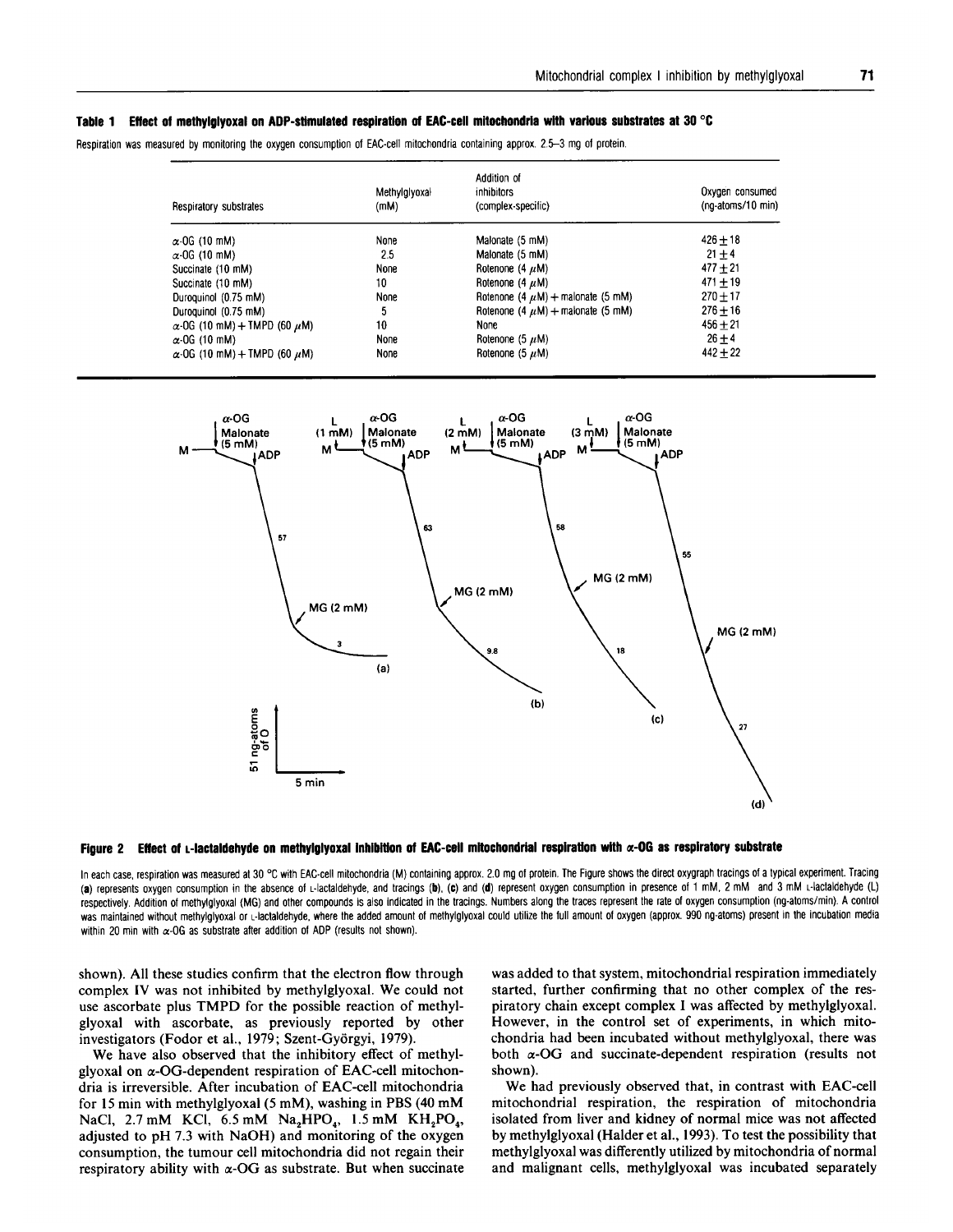**Table 1 Effect of methylglyoxal on ADP-stimulated respiration of EAC-cell mitochondria with various substrates at 30 °C**

Respiration was measured by monitoring the oxygen consumption of EAC-cell mitochondria containing approx. 2.5–3 mg of protein.

| Respiratory substrates | Methylglyoxal (mM) | Addition of inhibitors (complex-specific) | Oxygen consumed (ng-atoms/10 min) |
|---|---|---|---|
| α-OG (10 mM) | None | Malonate (5 mM) | 426 ± 18 |
| α-OG (10 mM) | 2.5 | Malonate (5 mM) | 21 ± 4 |
| Succinate (10 mM) | None | Rotenone (4 μM) | 477 ± 21 |
| Succinate (10 mM) | 10 | Rotenone (4 μM) | 471 ± 19 |
| Duroquinol (0.75 mM) | None | Rotenone (4 μM) + malonate (5 mM) | 270 ± 17 |
| Duroquinol (0.75 mM) | 5 | Rotenone (4 μM) + malonate (5 mM) | 276 ± 16 |
| α-OG (10 mM) + TMPD (60 μM) | 10 | None | 456 ± 21 |
| α-OG (10 mM) | None | Rotenone (5 μM) | 26 ± 4 |
| α-OG (10 mM) + TMPD (60 μM) | None | Rotenone (5 μM) | 442 ± 22 |

**Figure 2 Effect of L-lactaldehyde on methylglyoxal inhibition of EAC-cell mitochondrial respiration with α-OG as respiratory substrate**

In each case, respiration was measured at 30 °C with EAC-cell mitochondria (M) containing approx. 2.0 mg of protein. The Figure shows the direct oxygraph tracings of a typical experiment. Tracing (**a**) represents oxygen consumption in the absence of L-lactaldehyde, and tracings (**b**), (**c**) and (**d**) represent oxygen consumption in presence of 1 mM, 2 mM and 3 mM L-lactaldehyde (L) respectively. Addition of methylglyoxal (MG) and other compounds is also indicated in the tracings. Numbers along the traces represent the rate of oxygen consumption (ng-atoms/min). A control was maintained without methylglyoxal or L-lactaldehyde, where the added amount of methylglyoxal could utilize the full amount of oxygen (approx. 990 ng-atoms) present in the incubation media within 20 min with α-OG as substrate after addition of ADP (results not shown).

shown). All these studies confirm that the electron flow through complex IV was not inhibited by methylglyoxal. We could not use ascorbate plus TMPD for the possible reaction of methylglyoxal with ascorbate, as previously reported by other investigators (Fodor et al., 1979; Szent-Györgyi, 1979).

We have also observed that the inhibitory effect of methylglyoxal on α-OG-dependent respiration of EAC-cell mitochondria is irreversible. After incubation of EAC-cell mitochondria for 15 min with methylglyoxal (5 mM), washing in PBS (40 mM NaCl, 2.7 mM KCl, 6.5 mM $Na_2HPO_4$, 1.5 mM $KH_2PO_4$, adjusted to pH 7.3 with NaOH) and monitoring of the oxygen consumption, the tumour cell mitochondria did not regain their respiratory ability with α-OG as substrate. But when succinate was added to that system, mitochondrial respiration immediately started, further confirming that no other complex of the respiratory chain except complex I was affected by methylglyoxal. However, in the control set of experiments, in which mitochondria had been incubated without methylglyoxal, there was both α-OG and succinate-dependent respiration (results not shown).

We had previously observed that, in contrast with EAC-cell mitochondrial respiration, the respiration of mitochondria isolated from liver and kidney of normal mice was not affected by methylglyoxal (Halder et al., 1993). To test the possibility that methylglyoxal was differently utilized by mitochondria of normal and malignant cells, methylglyoxal was incubated separately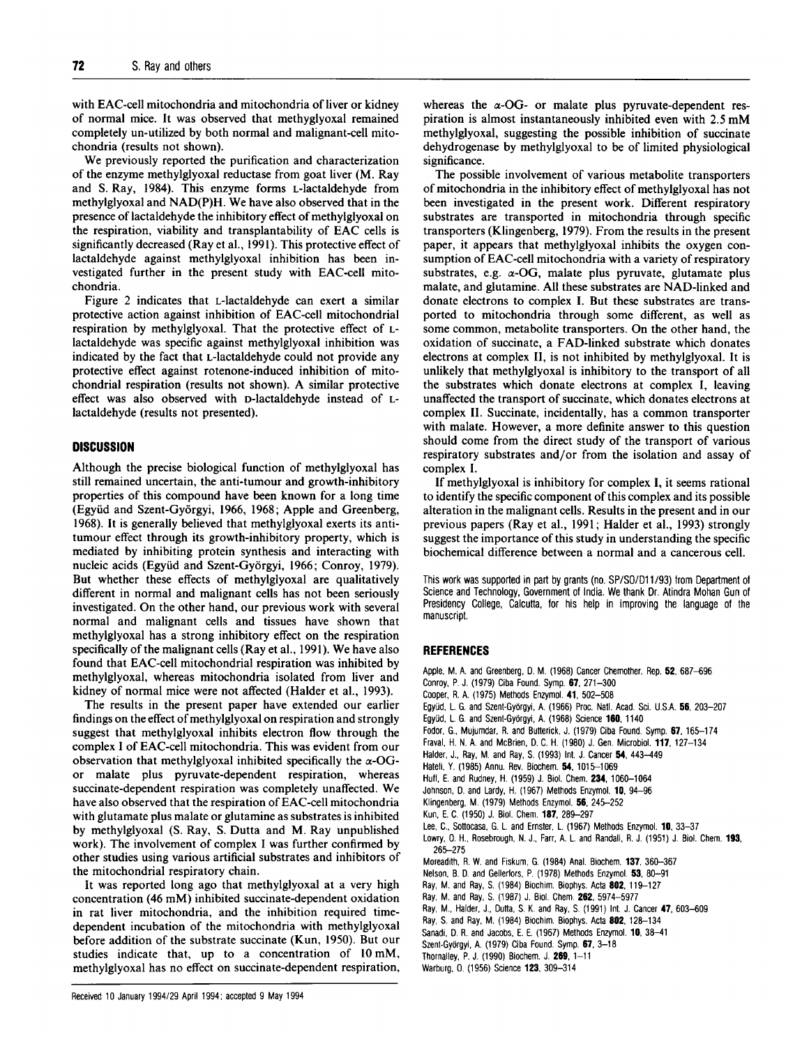with EAC-cell mitochondria and mitochondria of liver or kidney of normal mice. It was observed that methylglyoxal remained completely un-utilized by both normal and malignant-cell mitochondria (results not shown).

We previously reported the purification and characterization of the enzyme methylglyoxal reductase from goat liver (M. Ray and S. Ray, 1984). This enzyme forms L-lactaldehyde from methylglyoxal and NAD(P)H. We have also observed that in the presence of lactaldehyde the inhibitory effect of methylglyoxal on the respiration, viability and transplantability of EAC cells is significantly decreased (Ray et al., 1991). This protective effect of lactaldehyde against methylglyoxal inhibition has been investigated further in the present study with EAC-cell mitochondria.

Figure 2 indicates that L-lactaldehyde can exert a similar protective action against inhibition of EAC-cell mitochondrial respiration by methylglyoxal. That the protective effect of L-lactaldehyde was specific against methylglyoxal inhibition was indicated by the fact that L-lactaldehyde could not provide any protective effect against rotenone-induced inhibition of mitochondrial respiration (results not shown). A similar protective effect was also observed with D-lactaldehyde instead of L-lactaldehyde (results not presented).

## DISCUSSION

Although the precise biological function of methylglyoxal has still remained uncertain, the anti-tumour and growth-inhibitory properties of this compound have been known for a long time (Együd and Szent-Györgyi, 1966, 1968; Apple and Greenberg, 1968). It is generally believed that methylglyoxal exerts its anti-tumour effect through its growth-inhibitory property, which is mediated by inhibiting protein synthesis and interacting with nucleic acids (Együd and Szent-Györgyi, 1966; Conroy, 1979). But whether these effects of methylglyoxal are qualitatively different in normal and malignant cells has not been seriously investigated. On the other hand, our previous work with several normal and malignant cells and tissues have shown that methylglyoxal has a strong inhibitory effect on the respiration specifically of the malignant cells (Ray et al., 1991). We have also found that EAC-cell mitochondrial respiration was inhibited by methylglyoxal, whereas mitochondria isolated from liver and kidney of normal mice were not affected (Halder et al., 1993).

The results in the present paper have extended our earlier findings on the effect of methylglyoxal on respiration and strongly suggest that methylglyoxal inhibits electron flow through the complex I of EAC-cell mitochondria. This was evident from our observation that methylglyoxal inhibited specifically the α-OG- or malate plus pyruvate-dependent respiration, whereas succinate-dependent respiration was completely unaffected. We have also observed that the respiration of EAC-cell mitochondria with glutamate plus malate or glutamine as substrates is inhibited by methylglyoxal (S. Ray, S. Dutta and M. Ray unpublished work). The involvement of complex I was further confirmed by other studies using various artificial substrates and inhibitors of the mitochondrial respiratory chain.

It was reported long ago that methylglyoxal at a very high concentration (46 mM) inhibited succinate-dependent oxidation in rat liver mitochondria, and the inhibition required time-dependent incubation of the mitochondria with methylglyoxal before addition of the substrate succinate (Kun, 1950). But our studies indicate that, up to a concentration of 10 mM, methylglyoxal has no effect on succinate-dependent respiration, whereas the α-OG- or malate plus pyruvate-dependent respiration is almost instantaneously inhibited even with 2.5 mM methylglyoxal, suggesting the possible inhibition of succinate dehydrogenase by methylglyoxal to be of limited physiological significance.

The possible involvement of various metabolite transporters of mitochondria in the inhibitory effect of methylglyoxal has not been investigated in the present work. Different respiratory substrates are transported in mitochondria through specific transporters (Klingenberg, 1979). From the results in the present paper, it appears that methylglyoxal inhibits the oxygen consumption of EAC-cell mitochondria with a variety of respiratory substrates, e.g. α-OG, malate plus pyruvate, glutamate plus malate, and glutamine. All these substrates are NAD-linked and donate electrons to complex I. But these substrates are transported to mitochondria through some different, as well as some common, metabolite transporters. On the other hand, the oxidation of succinate, a FAD-linked substrate which donates electrons at complex II, is not inhibited by methylglyoxal. It is unlikely that methylglyoxal is inhibitory to the transport of all the substrates which donate electrons at complex I, leaving unaffected the transport of succinate, which donates electrons at complex II. Succinate, incidentally, has a common transporter with malate. However, a more definite answer to this question should come from the direct study of the transport of various respiratory substrates and/or from the isolation and assay of complex I.

If methylglyoxal is inhibitory for complex I, it seems rational to identify the specific component of this complex and its possible alteration in the malignant cells. Results in the present and in our previous papers (Ray et al., 1991; Halder et al., 1993) strongly suggest the importance of this study in understanding the specific biochemical difference between a normal and a cancerous cell.

This work was supported in part by grants (no. SP/SO/D11/93) from Department of Science and Technology, Government of India. We thank Dr. Atindra Mohan Gun of Presidency College, Calcutta, for his help in improving the language of the manuscript.

## REFERENCES

Apple, M. A. and Greenberg, D. M. (1968) Cancer Chemother. Rep. **52**, 687–696
Conroy, P. J. (1979) Ciba Found. Symp. **67**, 271–300
Cooper, R. A. (1975) Methods Enzymol. **41**, 502–508
Együd, L. G. and Szent-Györgyi, A. (1966) Proc. Natl. Acad. Sci. U.S.A. **56**, 203–207
Együd, L. G. and Szent-Györgyi, A. (1968) Science **160**, 1140
Fodor, G., Mujumdar, R. and Butterick, J. (1979) Ciba Found. Symp. **67**, 165–174
Fraval, H. N. A. and McBrien, D. C. H. (1980) J. Gen. Microbiol. **117**, 127–134
Halder, J., Ray, M. and Ray, S. (1993) Int. J. Cancer **54**, 443–449
Hatefi, Y. (1985) Annu. Rev. Biochem. **54**, 1015–1069
Hull, E. and Rudney, H. (1959) J. Biol. Chem. **234**, 1060–1064
Johnson, D. and Lardy, H. (1967) Methods Enzymol. **10**, 94–96
Klingenberg, M. (1979) Methods Enzymol. **56**, 245–252
Kun, E. C. (1950) J. Biol. Chem. **187**, 289–297
Lee, C., Sottocasa, G. L. and Ernster, L. (1967) Methods Enzymol. **10**, 33–37
Lowry, O. H., Rosebrough, N. J., Farr, A. L. and Randall, R. J. (1951) J. Biol. Chem. **193**, 265–275
Moreadith, R. W. and Fiskum, G. (1984) Anal. Biochem. **137**, 360–367
Nelson, B. D. and Gellerfors, P. (1978) Methods Enzymol. **53**, 80–91
Ray, M. and Ray, S. (1984) Biochim. Biophys. Acta **802**, 119–127
Ray, M. and Ray, S. (1987) J. Biol. Chem. **262**, 5974–5977
Ray, M., Halder, J., Dutta, S. K. and Ray, S. (1991) Int. J. Cancer **47**, 603–609
Ray, S. and Ray, M. (1984) Biochim. Biophys. Acta **802**, 128–134
Sanadi, D. R. and Jacobs, E. E. (1967) Methods Enzymol. **10**, 38–41
Szent-Györgyi, A. (1979) Ciba Found. Symp. **67**, 3–18
Thornalley, P. J. (1990) Biochem. J. **269**, 1–11
Warburg, O. (1956) Science **123**, 309–314

Received 10 January 1994/29 April 1994; accepted 9 May 1994